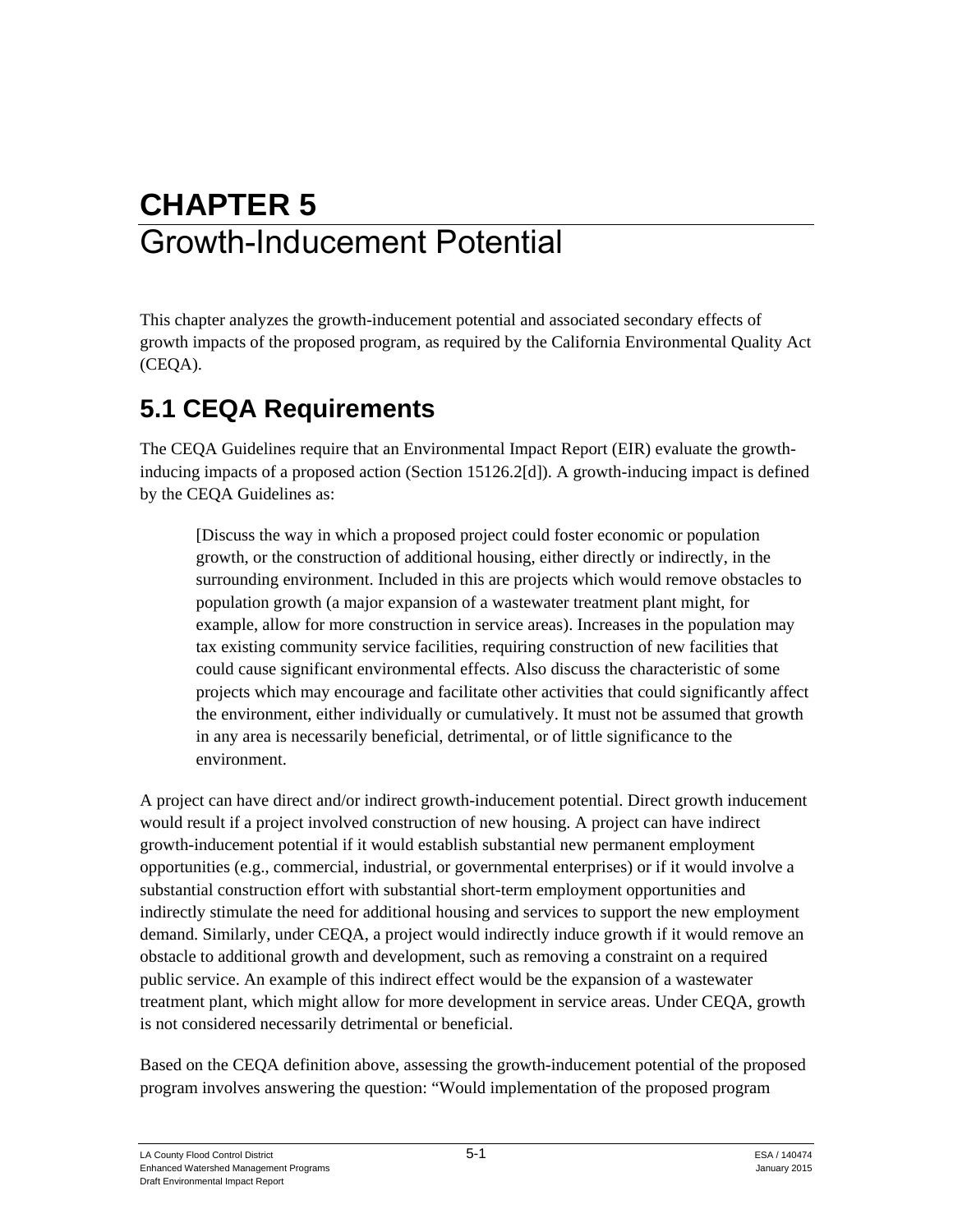# CHAPTER 5
# Growth-Inducement Potential

This chapter analyzes the growth-inducement potential and associated secondary effects of growth impacts of the proposed program, as required by the California Environmental Quality Act (CEQA).

## 5.1 CEQA Requirements

The CEQA Guidelines require that an Environmental Impact Report (EIR) evaluate the growth-inducing impacts of a proposed action (Section 15126.2[d]). A growth-inducing impact is defined by the CEQA Guidelines as:

> [Discuss the way in which a proposed project could foster economic or population growth, or the construction of additional housing, either directly or indirectly, in the surrounding environment. Included in this are projects which would remove obstacles to population growth (a major expansion of a wastewater treatment plant might, for example, allow for more construction in service areas). Increases in the population may tax existing community service facilities, requiring construction of new facilities that could cause significant environmental effects. Also discuss the characteristic of some projects which may encourage and facilitate other activities that could significantly affect the environment, either individually or cumulatively. It must not be assumed that growth in any area is necessarily beneficial, detrimental, or of little significance to the environment.

A project can have direct and/or indirect growth-inducement potential. Direct growth inducement would result if a project involved construction of new housing. A project can have indirect growth-inducement potential if it would establish substantial new permanent employment opportunities (e.g., commercial, industrial, or governmental enterprises) or if it would involve a substantial construction effort with substantial short-term employment opportunities and indirectly stimulate the need for additional housing and services to support the new employment demand. Similarly, under CEQA, a project would indirectly induce growth if it would remove an obstacle to additional growth and development, such as removing a constraint on a required public service. An example of this indirect effect would be the expansion of a wastewater treatment plant, which might allow for more development in service areas. Under CEQA, growth is not considered necessarily detrimental or beneficial.

Based on the CEQA definition above, assessing the growth-inducement potential of the proposed program involves answering the question: "Would implementation of the proposed program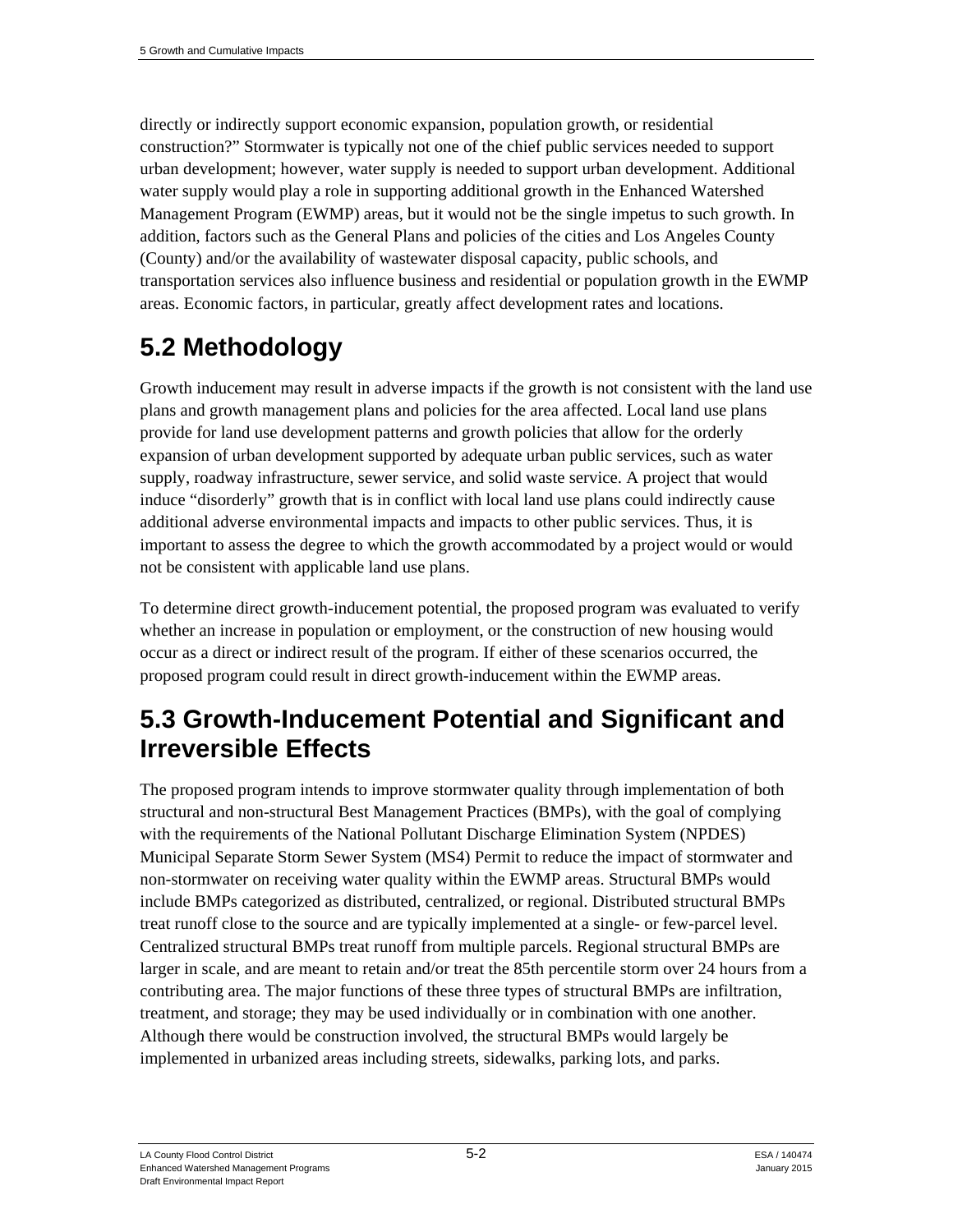directly or indirectly support economic expansion, population growth, or residential construction?" Stormwater is typically not one of the chief public services needed to support urban development; however, water supply is needed to support urban development. Additional water supply would play a role in supporting additional growth in the Enhanced Watershed Management Program (EWMP) areas, but it would not be the single impetus to such growth. In addition, factors such as the General Plans and policies of the cities and Los Angeles County (County) and/or the availability of wastewater disposal capacity, public schools, and transportation services also influence business and residential or population growth in the EWMP areas. Economic factors, in particular, greatly affect development rates and locations.

## 5.2 Methodology

Growth inducement may result in adverse impacts if the growth is not consistent with the land use plans and growth management plans and policies for the area affected. Local land use plans provide for land use development patterns and growth policies that allow for the orderly expansion of urban development supported by adequate urban public services, such as water supply, roadway infrastructure, sewer service, and solid waste service. A project that would induce "disorderly" growth that is in conflict with local land use plans could indirectly cause additional adverse environmental impacts and impacts to other public services. Thus, it is important to assess the degree to which the growth accommodated by a project would or would not be consistent with applicable land use plans.

To determine direct growth-inducement potential, the proposed program was evaluated to verify whether an increase in population or employment, or the construction of new housing would occur as a direct or indirect result of the program. If either of these scenarios occurred, the proposed program could result in direct growth-inducement within the EWMP areas.

## 5.3 Growth-Inducement Potential and Significant and Irreversible Effects

The proposed program intends to improve stormwater quality through implementation of both structural and non-structural Best Management Practices (BMPs), with the goal of complying with the requirements of the National Pollutant Discharge Elimination System (NPDES) Municipal Separate Storm Sewer System (MS4) Permit to reduce the impact of stormwater and non-stormwater on receiving water quality within the EWMP areas. Structural BMPs would include BMPs categorized as distributed, centralized, or regional. Distributed structural BMPs treat runoff close to the source and are typically implemented at a single- or few-parcel level. Centralized structural BMPs treat runoff from multiple parcels. Regional structural BMPs are larger in scale, and are meant to retain and/or treat the 85th percentile storm over 24 hours from a contributing area. The major functions of these three types of structural BMPs are infiltration, treatment, and storage; they may be used individually or in combination with one another. Although there would be construction involved, the structural BMPs would largely be implemented in urbanized areas including streets, sidewalks, parking lots, and parks.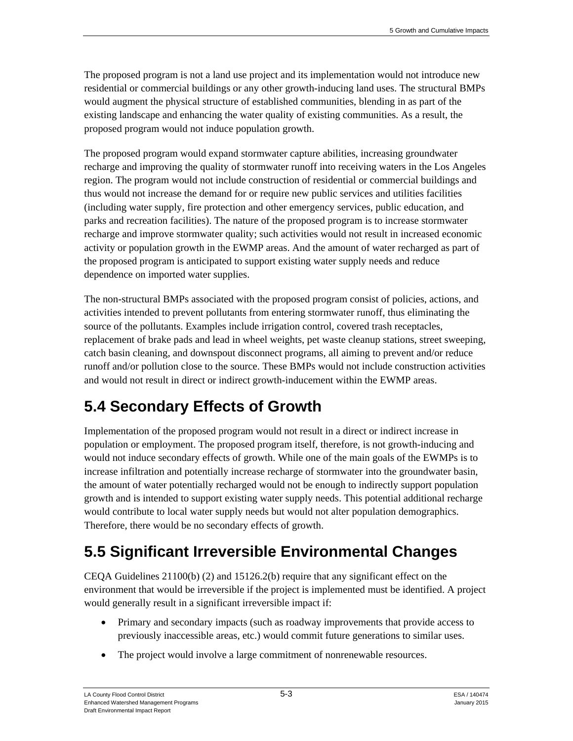The proposed program is not a land use project and its implementation would not introduce new residential or commercial buildings or any other growth-inducing land uses. The structural BMPs would augment the physical structure of established communities, blending in as part of the existing landscape and enhancing the water quality of existing communities. As a result, the proposed program would not induce population growth.

The proposed program would expand stormwater capture abilities, increasing groundwater recharge and improving the quality of stormwater runoff into receiving waters in the Los Angeles region. The program would not include construction of residential or commercial buildings and thus would not increase the demand for or require new public services and utilities facilities (including water supply, fire protection and other emergency services, public education, and parks and recreation facilities). The nature of the proposed program is to increase stormwater recharge and improve stormwater quality; such activities would not result in increased economic activity or population growth in the EWMP areas. And the amount of water recharged as part of the proposed program is anticipated to support existing water supply needs and reduce dependence on imported water supplies.

The non-structural BMPs associated with the proposed program consist of policies, actions, and activities intended to prevent pollutants from entering stormwater runoff, thus eliminating the source of the pollutants. Examples include irrigation control, covered trash receptacles, replacement of brake pads and lead in wheel weights, pet waste cleanup stations, street sweeping, catch basin cleaning, and downspout disconnect programs, all aiming to prevent and/or reduce runoff and/or pollution close to the source. These BMPs would not include construction activities and would not result in direct or indirect growth-inducement within the EWMP areas.

## 5.4 Secondary Effects of Growth

Implementation of the proposed program would not result in a direct or indirect increase in population or employment. The proposed program itself, therefore, is not growth-inducing and would not induce secondary effects of growth. While one of the main goals of the EWMPs is to increase infiltration and potentially increase recharge of stormwater into the groundwater basin, the amount of water potentially recharged would not be enough to indirectly support population growth and is intended to support existing water supply needs. This potential additional recharge would contribute to local water supply needs but would not alter population demographics. Therefore, there would be no secondary effects of growth.

## 5.5 Significant Irreversible Environmental Changes

CEQA Guidelines 21100(b) (2) and 15126.2(b) require that any significant effect on the environment that would be irreversible if the project is implemented must be identified. A project would generally result in a significant irreversible impact if:

- Primary and secondary impacts (such as roadway improvements that provide access to previously inaccessible areas, etc.) would commit future generations to similar uses.
- The project would involve a large commitment of nonrenewable resources.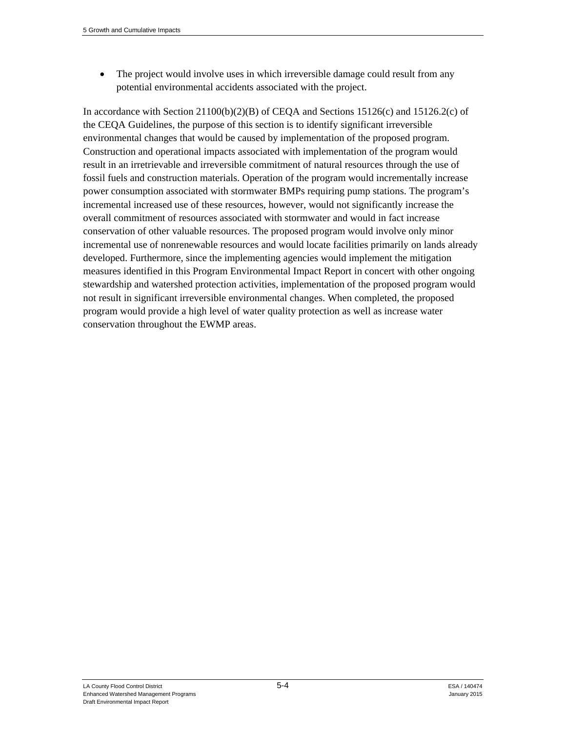- The project would involve uses in which irreversible damage could result from any potential environmental accidents associated with the project.

In accordance with Section 21100(b)(2)(B) of CEQA and Sections 15126(c) and 15126.2(c) of the CEQA Guidelines, the purpose of this section is to identify significant irreversible environmental changes that would be caused by implementation of the proposed program. Construction and operational impacts associated with implementation of the program would result in an irretrievable and irreversible commitment of natural resources through the use of fossil fuels and construction materials. Operation of the program would incrementally increase power consumption associated with stormwater BMPs requiring pump stations. The program's incremental increased use of these resources, however, would not significantly increase the overall commitment of resources associated with stormwater and would in fact increase conservation of other valuable resources. The proposed program would involve only minor incremental use of nonrenewable resources and would locate facilities primarily on lands already developed. Furthermore, since the implementing agencies would implement the mitigation measures identified in this Program Environmental Impact Report in concert with other ongoing stewardship and watershed protection activities, implementation of the proposed program would not result in significant irreversible environmental changes. When completed, the proposed program would provide a high level of water quality protection as well as increase water conservation throughout the EWMP areas.